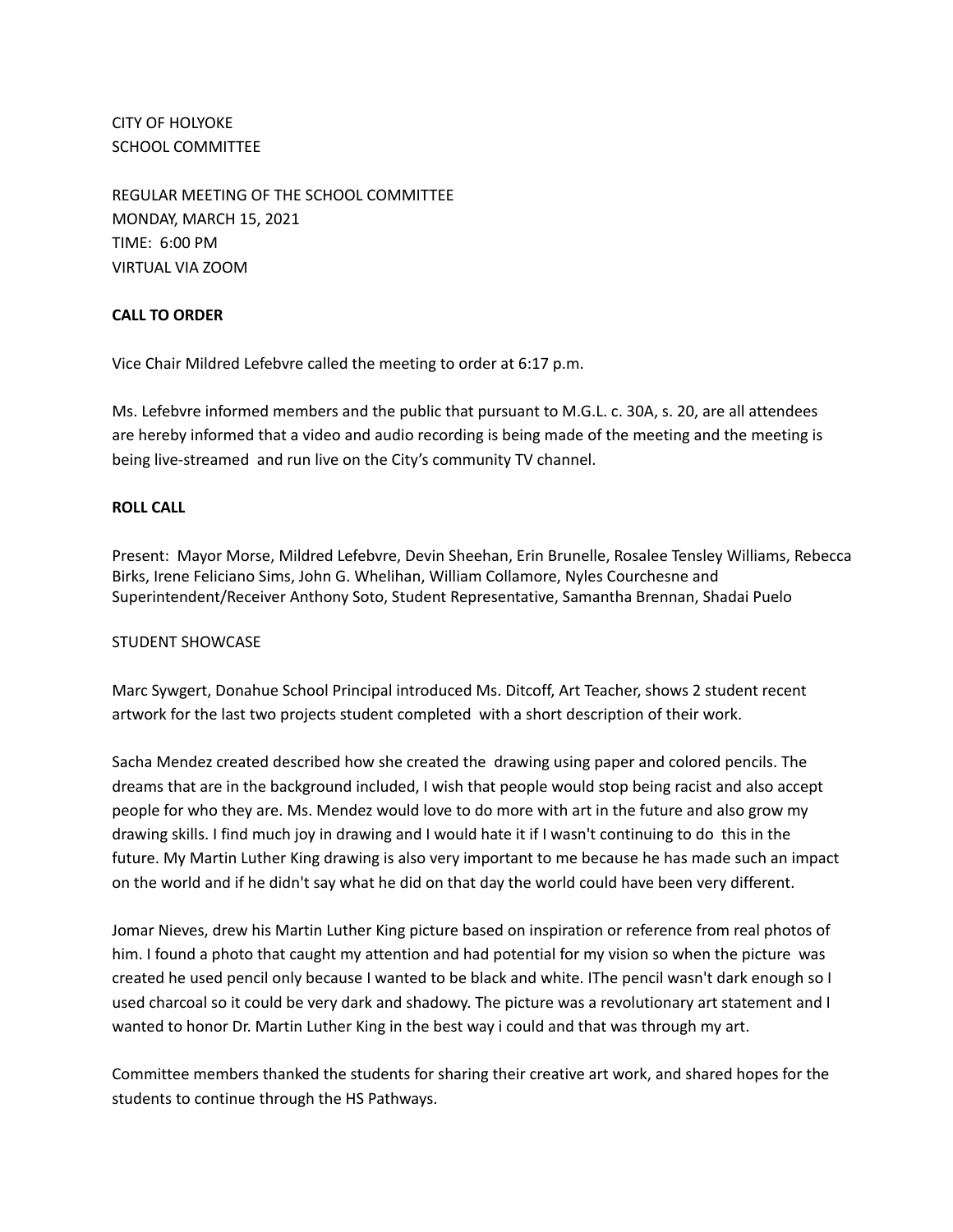CITY OF HOLYOKE
SCHOOL COMMITTEE

REGULAR MEETING OF THE SCHOOL COMMITTEE
MONDAY, MARCH 15, 2021
TIME: 6:00 PM
VIRTUAL VIA ZOOM

**CALL TO ORDER**

Vice Chair Mildred Lefebvre called the meeting to order at 6:17 p.m.

Ms. Lefebvre informed members and the public that pursuant to M.G.L. c. 30A, s. 20, are all attendees are hereby informed that a video and audio recording is being made of the meeting and the meeting is being live-streamed and run live on the City's community TV channel.

**ROLL CALL**

Present: Mayor Morse, Mildred Lefebvre, Devin Sheehan, Erin Brunelle, Rosalee Tensley Williams, Rebecca Birks, Irene Feliciano Sims, John G. Whelihan, William Collamore, Nyles Courchesne and Superintendent/Receiver Anthony Soto, Student Representative, Samantha Brennan, Shadai Puelo

STUDENT SHOWCASE

Marc Sywgert, Donahue School Principal introduced Ms. Ditcoff, Art Teacher, shows 2 student recent artwork for the last two projects student completed with a short description of their work.

Sacha Mendez created described how she created the drawing using paper and colored pencils. The dreams that are in the background included, I wish that people would stop being racist and also accept people for who they are. Ms. Mendez would love to do more with art in the future and also grow my drawing skills. I find much joy in drawing and I would hate it if I wasn't continuing to do this in the future. My Martin Luther King drawing is also very important to me because he has made such an impact on the world and if he didn't say what he did on that day the world could have been very different.

Jomar Nieves, drew his Martin Luther King picture based on inspiration or reference from real photos of him. I found a photo that caught my attention and had potential for my vision so when the picture was created he used pencil only because I wanted to be black and white. IThe pencil wasn't dark enough so I used charcoal so it could be very dark and shadowy. The picture was a revolutionary art statement and I wanted to honor Dr. Martin Luther King in the best way i could and that was through my art.

Committee members thanked the students for sharing their creative art work, and shared hopes for the students to continue through the HS Pathways.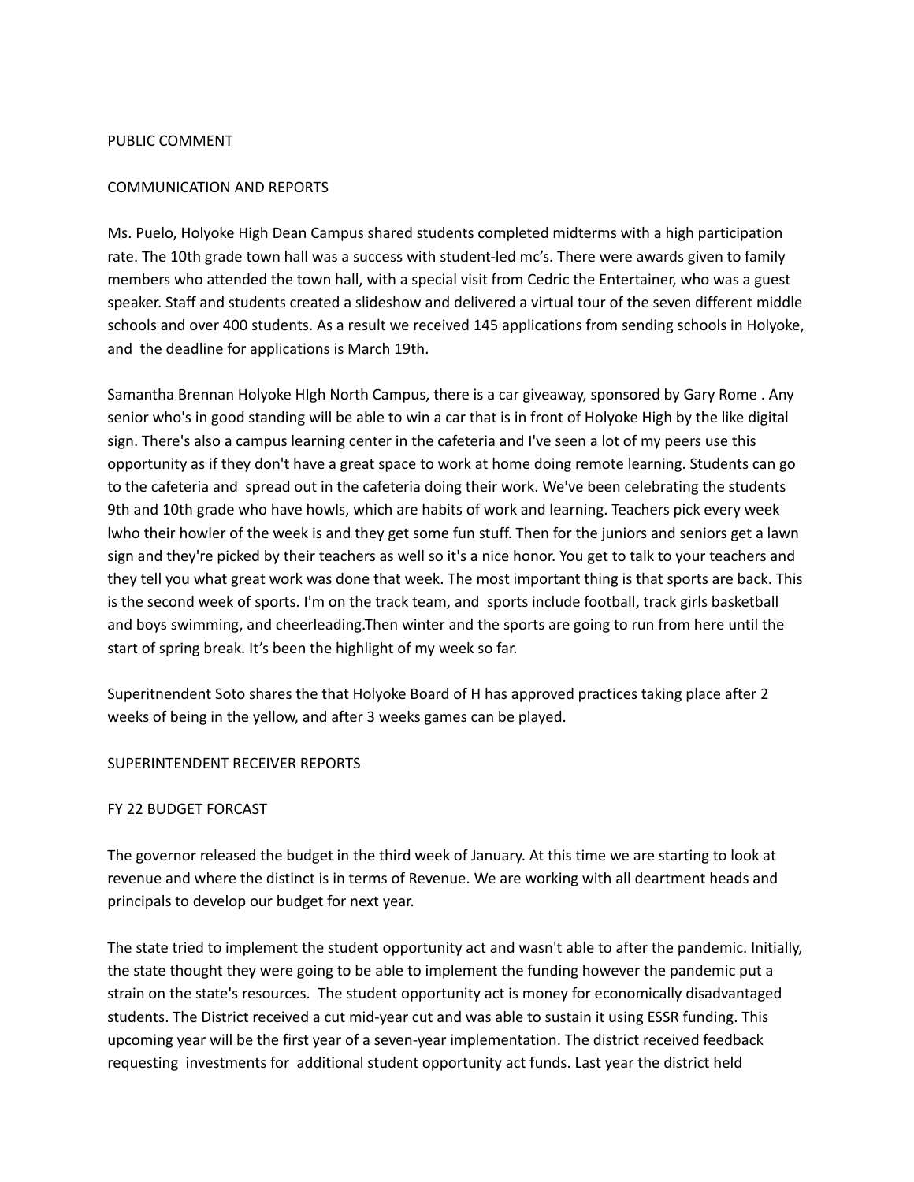PUBLIC COMMENT

COMMUNICATION AND REPORTS

Ms. Puelo, Holyoke High Dean Campus shared students completed midterms with a high participation rate. The 10th grade town hall was a success with student-led mc's. There were awards given to family members who attended the town hall, with a special visit from Cedric the Entertainer, who was a guest speaker. Staff and students created a slideshow and delivered a virtual tour of the seven different middle schools and over 400 students. As a result we received 145 applications from sending schools in Holyoke, and the deadline for applications is March 19th.

Samantha Brennan Holyoke HIgh North Campus, there is a car giveaway, sponsored by Gary Rome . Any senior who's in good standing will be able to win a car that is in front of Holyoke High by the like digital sign. There's also a campus learning center in the cafeteria and I've seen a lot of my peers use this opportunity as if they don't have a great space to work at home doing remote learning. Students can go to the cafeteria and spread out in the cafeteria doing their work. We've been celebrating the students 9th and 10th grade who have howls, which are habits of work and learning. Teachers pick every week lwho their howler of the week is and they get some fun stuff. Then for the juniors and seniors get a lawn sign and they're picked by their teachers as well so it's a nice honor. You get to talk to your teachers and they tell you what great work was done that week. The most important thing is that sports are back. This is the second week of sports. I'm on the track team, and sports include football, track girls basketball and boys swimming, and cheerleading.Then winter and the sports are going to run from here until the start of spring break. It's been the highlight of my week so far.

Superitnendent Soto shares the that Holyoke Board of H has approved practices taking place after 2 weeks of being in the yellow, and after 3 weeks games can be played.

SUPERINTENDENT RECEIVER REPORTS

FY 22 BUDGET FORCAST

The governor released the budget in the third week of January. At this time we are starting to look at revenue and where the distinct is in terms of Revenue. We are working with all deartment heads and principals to develop our budget for next year.

The state tried to implement the student opportunity act and wasn't able to after the pandemic. Initially, the state thought they were going to be able to implement the funding however the pandemic put a strain on the state's resources. The student opportunity act is money for economically disadvantaged students. The District received a cut mid-year cut and was able to sustain it using ESSR funding. This upcoming year will be the first year of a seven-year implementation. The district received feedback requesting investments for additional student opportunity act funds. Last year the district held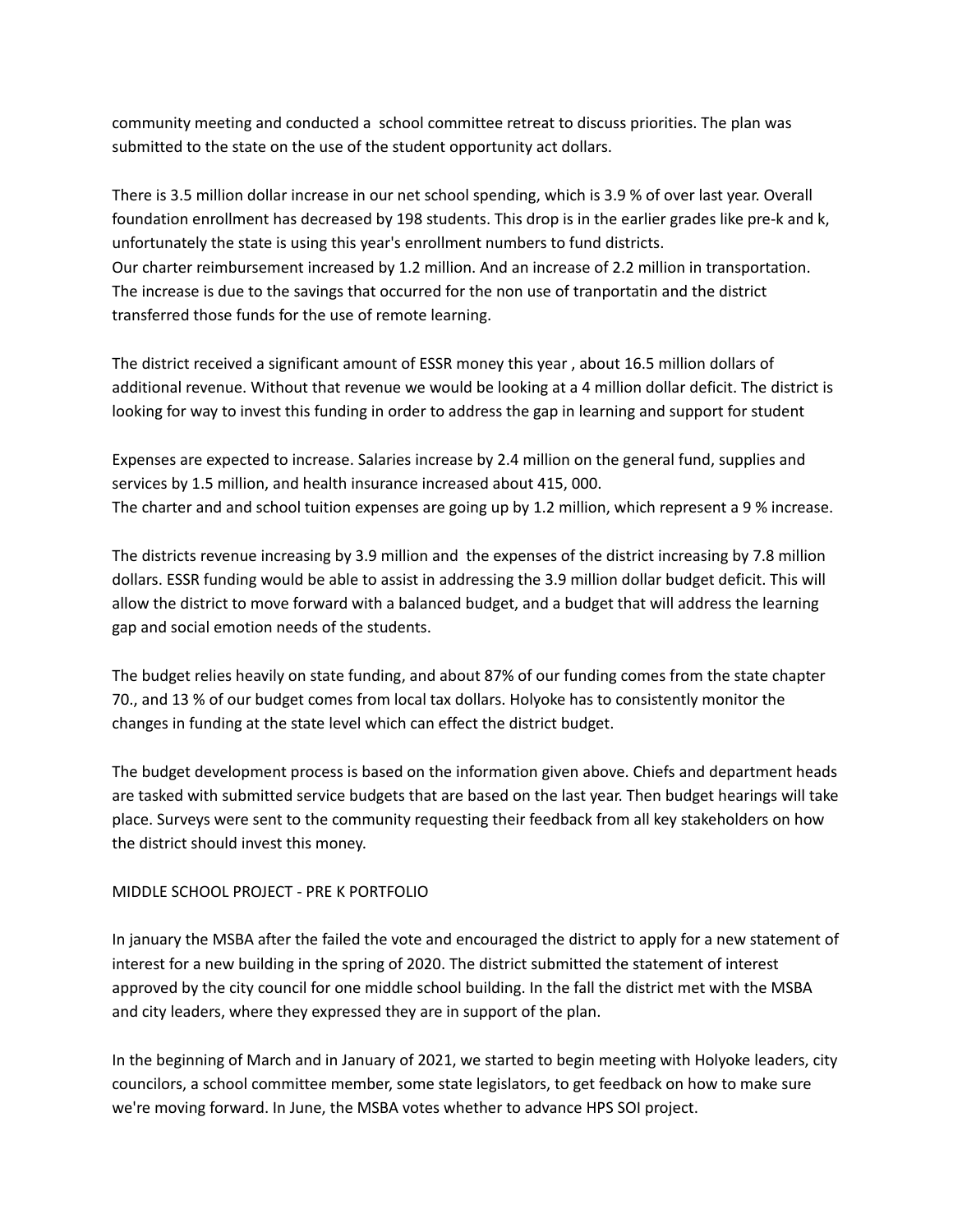community meeting and conducted a  school committee retreat to discuss priorities. The plan was submitted to the state on the use of the student opportunity act dollars.

There is 3.5 million dollar increase in our net school spending, which is 3.9 % of over last year. Overall foundation enrollment has decreased by 198 students. This drop is in the earlier grades like pre-k and k, unfortunately the state is using this year's enrollment numbers to fund districts.
Our charter reimbursement increased by 1.2 million. And an increase of 2.2 million in transportation. The increase is due to the savings that occurred for the non use of tranportatin and the district transferred those funds for the use of remote learning.

The district received a significant amount of ESSR money this year , about 16.5 million dollars of additional revenue. Without that revenue we would be looking at a 4 million dollar deficit. The district is looking for way to invest this funding in order to address the gap in learning and support for student

Expenses are expected to increase. Salaries increase by 2.4 million on the general fund, supplies and services by 1.5 million, and health insurance increased about 415, 000.
The charter and and school tuition expenses are going up by 1.2 million, which represent a 9 % increase.

The districts revenue increasing by 3.9 million and  the expenses of the district increasing by 7.8 million dollars. ESSR funding would be able to assist in addressing the 3.9 million dollar budget deficit. This will allow the district to move forward with a balanced budget, and a budget that will address the learning gap and social emotion needs of the students.

The budget relies heavily on state funding, and about 87% of our funding comes from the state chapter 70., and 13 % of our budget comes from local tax dollars. Holyoke has to consistently monitor the changes in funding at the state level which can effect the district budget.

The budget development process is based on the information given above. Chiefs and department heads are tasked with submitted service budgets that are based on the last year. Then budget hearings will take place. Surveys were sent to the community requesting their feedback from all key stakeholders on how the district should invest this money.

MIDDLE SCHOOL PROJECT - PRE K PORTFOLIO

In january the MSBA after the failed the vote and encouraged the district to apply for a new statement of interest for a new building in the spring of 2020. The district submitted the statement of interest approved by the city council for one middle school building. In the fall the district met with the MSBA and city leaders, where they expressed they are in support of the plan.

In the beginning of March and in January of 2021, we started to begin meeting with Holyoke leaders, city councilors, a school committee member, some state legislators, to get feedback on how to make sure we're moving forward. In June, the MSBA votes whether to advance HPS SOI project.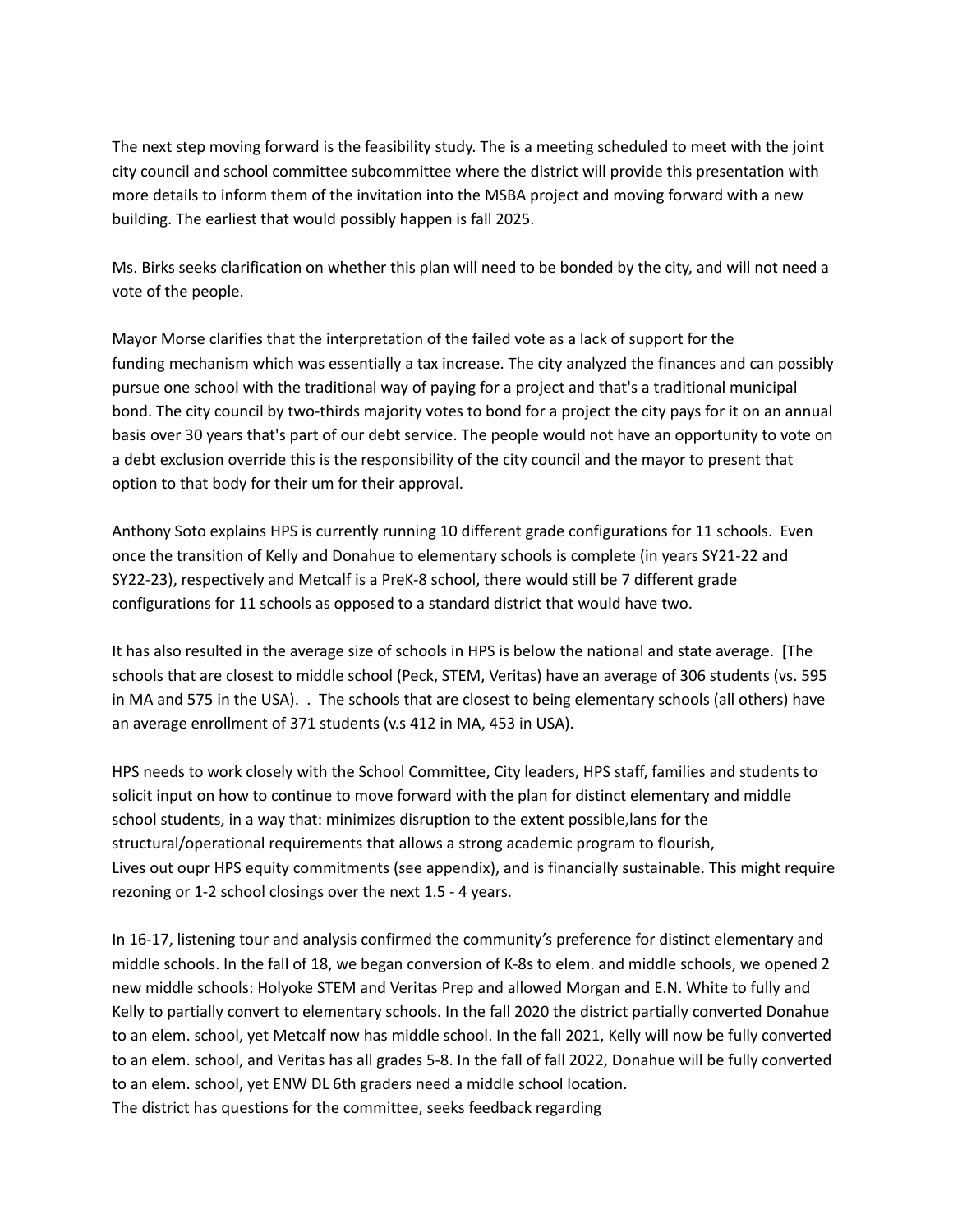The next step moving forward is the feasibility study. The is a meeting scheduled to meet with the joint city council and school committee subcommittee where the district will provide this presentation with more details to inform them of the invitation into the MSBA project and moving forward with a new building. The earliest that would possibly happen is fall 2025.

Ms. Birks seeks clarification on whether this plan will need to be bonded by the city, and will not need a vote of the people.

Mayor Morse clarifies that the interpretation of the failed vote as a lack of support for the funding mechanism which was essentially a tax increase. The city analyzed the finances and can possibly pursue one school with the traditional way of paying for a project and that's a traditional municipal bond. The city council by two-thirds majority votes to bond for a project the city pays for it on an annual basis over 30 years that's part of our debt service. The people would not have an opportunity to vote on a debt exclusion override this is the responsibility of the city council and the mayor to present that option to that body for their um for their approval.

Anthony Soto explains HPS is currently running 10 different grade configurations for 11 schools. Even once the transition of Kelly and Donahue to elementary schools is complete (in years SY21-22 and SY22-23), respectively and Metcalf is a PreK-8 school, there would still be 7 different grade configurations for 11 schools as opposed to a standard district that would have two.

It has also resulted in the average size of schools in HPS is below the national and state average. [The schools that are closest to middle school (Peck, STEM, Veritas) have an average of 306 students (vs. 595 in MA and 575 in the USA). . The schools that are closest to being elementary schools (all others) have an average enrollment of 371 students (v.s 412 in MA, 453 in USA).

HPS needs to work closely with the School Committee, City leaders, HPS staff, families and students to solicit input on how to continue to move forward with the plan for distinct elementary and middle school students, in a way that: minimizes disruption to the extent possible,lans for the structural/operational requirements that allows a strong academic program to flourish, Lives out oupr HPS equity commitments (see appendix), and is financially sustainable. This might require rezoning or 1-2 school closings over the next 1.5 - 4 years.

In 16-17, listening tour and analysis confirmed the community's preference for distinct elementary and middle schools. In the fall of 18, we began conversion of K-8s to elem. and middle schools, we opened 2 new middle schools: Holyoke STEM and Veritas Prep and allowed Morgan and E.N. White to fully and Kelly to partially convert to elementary schools. In the fall 2020 the district partially converted Donahue to an elem. school, yet Metcalf now has middle school. In the fall 2021, Kelly will now be fully converted to an elem. school, and Veritas has all grades 5-8. In the fall of fall 2022, Donahue will be fully converted to an elem. school, yet ENW DL 6th graders need a middle school location.
The district has questions for the committee, seeks feedback regarding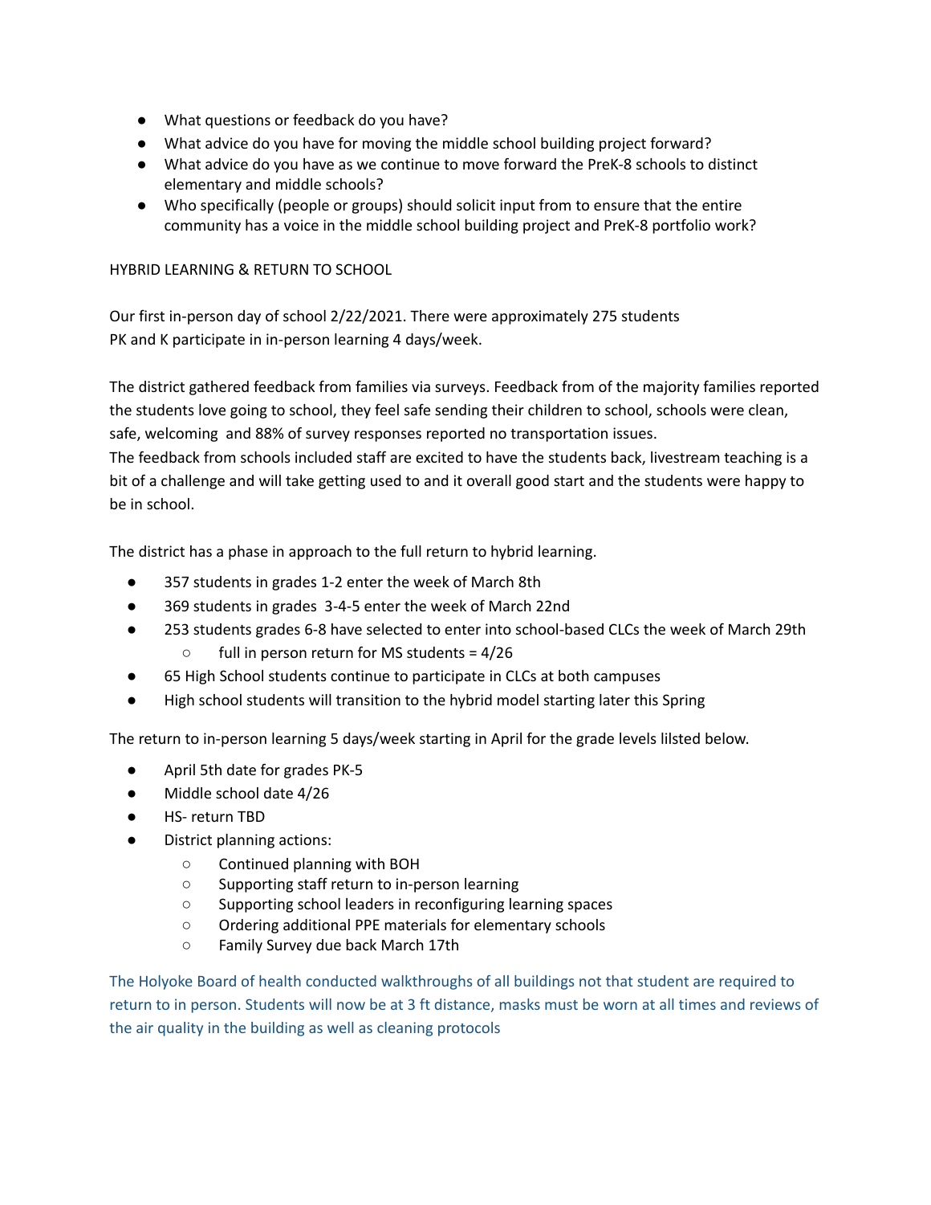- What questions or feedback do you have?
- What advice do you have for moving the middle school building project forward?
- What advice do you have as we continue to move forward the PreK-8 schools to distinct elementary and middle schools?
- Who specifically (people or groups) should solicit input from to ensure that the entire community has a voice in the middle school building project and PreK-8 portfolio work?

HYBRID LEARNING & RETURN TO SCHOOL

Our first in-person day of school 2/22/2021. There were approximately 275 students PK and K participate in in-person learning 4 days/week.

The district gathered feedback from families via surveys. Feedback from of the majority families reported the students love going to school, they feel safe sending their children to school, schools were clean, safe, welcoming and 88% of survey responses reported no transportation issues.
The feedback from schools included staff are excited to have the students back, livestream teaching is a bit of a challenge and will take getting used to and it overall good start and the students were happy to be in school.

The district has a phase in approach to the full return to hybrid learning.

- 357 students in grades 1-2 enter the week of March 8th
- 369 students in grades 3-4-5 enter the week of March 22nd
- 253 students grades 6-8 have selected to enter into school-based CLCs the week of March 29th
    - full in person return for MS students = 4/26
- 65 High School students continue to participate in CLCs at both campuses
- High school students will transition to the hybrid model starting later this Spring

The return to in-person learning 5 days/week starting in April for the grade levels lilsted below.

- April 5th date for grades PK-5
- Middle school date 4/26
- HS- return TBD
- District planning actions:
    - Continued planning with BOH
    - Supporting staff return to in-person learning
    - Supporting school leaders in reconfiguring learning spaces
    - Ordering additional PPE materials for elementary schools
    - Family Survey due back March 17th

The Holyoke Board of health conducted walkthroughs of all buildings not that student are required to return to in person. Students will now be at 3 ft distance, masks must be worn at all times and reviews of the air quality in the building as well as cleaning protocols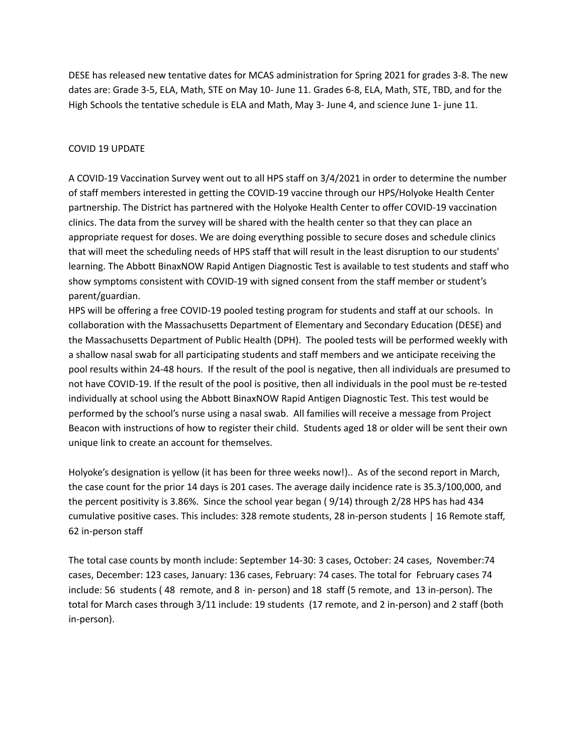DESE has released new tentative dates for MCAS administration for Spring 2021 for grades 3-8. The new dates are: Grade 3-5, ELA, Math, STE on May 10- June 11. Grades 6-8, ELA, Math, STE, TBD, and for the High Schools the tentative schedule is ELA and Math, May 3- June 4, and science June 1- june 11.

COVID 19 UPDATE

A COVID-19 Vaccination Survey went out to all HPS staff on 3/4/2021 in order to determine the number of staff members interested in getting the COVID-19 vaccine through our HPS/Holyoke Health Center partnership. The District has partnered with the Holyoke Health Center to offer COVID-19 vaccination clinics. The data from the survey will be shared with the health center so that they can place an appropriate request for doses. We are doing everything possible to secure doses and schedule clinics that will meet the scheduling needs of HPS staff that will result in the least disruption to our students' learning. The Abbott BinaxNOW Rapid Antigen Diagnostic Test is available to test students and staff who show symptoms consistent with COVID-19 with signed consent from the staff member or student's parent/guardian.
HPS will be offering a free COVID-19 pooled testing program for students and staff at our schools. In collaboration with the Massachusetts Department of Elementary and Secondary Education (DESE) and the Massachusetts Department of Public Health (DPH). The pooled tests will be performed weekly with a shallow nasal swab for all participating students and staff members and we anticipate receiving the pool results within 24-48 hours. If the result of the pool is negative, then all individuals are presumed to not have COVID-19. If the result of the pool is positive, then all individuals in the pool must be re-tested individually at school using the Abbott BinaxNOW Rapid Antigen Diagnostic Test. This test would be performed by the school's nurse using a nasal swab. All families will receive a message from Project Beacon with instructions of how to register their child. Students aged 18 or older will be sent their own unique link to create an account for themselves.

Holyoke's designation is yellow (it has been for three weeks now!).. As of the second report in March, the case count for the prior 14 days is 201 cases. The average daily incidence rate is 35.3/100,000, and the percent positivity is 3.86%. Since the school year began ( 9/14) through 2/28 HPS has had 434 cumulative positive cases. This includes: 328 remote students, 28 in-person students | 16 Remote staff, 62 in-person staff

The total case counts by month include: September 14-30: 3 cases, October: 24 cases, November:74 cases, December: 123 cases, January: 136 cases, February: 74 cases. The total for February cases 74 include: 56 students ( 48 remote, and 8 in- person) and 18 staff (5 remote, and 13 in-person). The total for March cases through 3/11 include: 19 students (17 remote, and 2 in-person) and 2 staff (both in-person).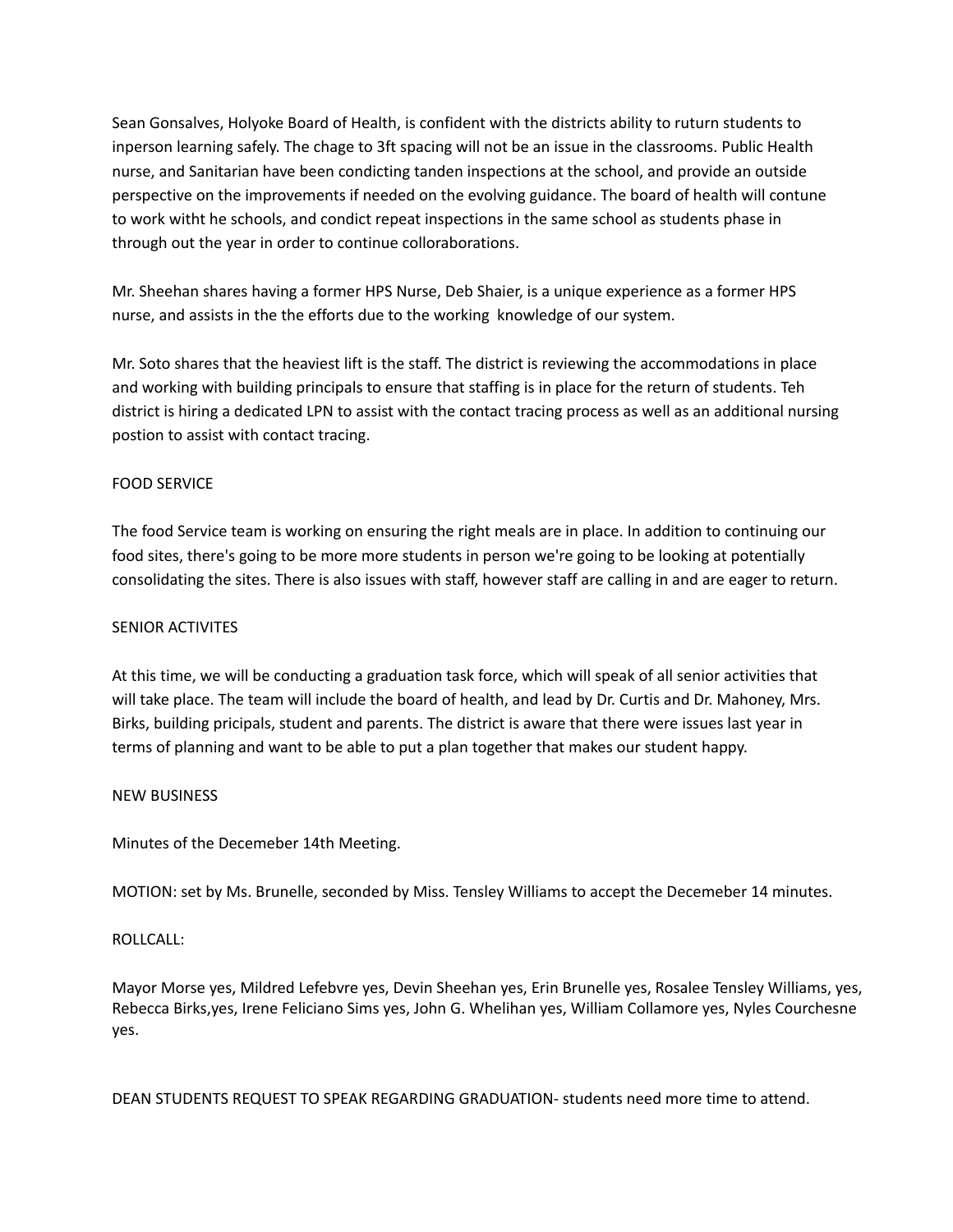Sean Gonsalves, Holyoke Board of Health, is confident with the districts ability to ruturn students to inperson learning safely. The chage to 3ft spacing will not be an issue in the classrooms. Public Health nurse, and Sanitarian have been condicting tanden inspections at the school, and provide an outside perspective on the improvements if needed on the evolving guidance. The board of health will contune to work witht he schools, and condict repeat inspections in the same school as students phase in through out the year in order to continue colloraborations.

Mr. Sheehan shares having a former HPS Nurse, Deb Shaier, is a unique experience as a former HPS nurse, and assists in the the efforts due to the working  knowledge of our system.

Mr. Soto shares that the heaviest lift is the staff. The district is reviewing the accommodations in place and working with building principals to ensure that staffing is in place for the return of students. Teh district is hiring a dedicated LPN to assist with the contact tracing process as well as an additional nursing postion to assist with contact tracing.

FOOD SERVICE

The food Service team is working on ensuring the right meals are in place. In addition to continuing our food sites, there's going to be more more students in person we're going to be looking at potentially consolidating the sites. There is also issues with staff, however staff are calling in and are eager to return.

SENIOR ACTIVITES

At this time, we will be conducting a graduation task force, which will speak of all senior activities that will take place. The team will include the board of health, and lead by Dr. Curtis and Dr. Mahoney, Mrs. Birks, building pricipals, student and parents. The district is aware that there were issues last year in terms of planning and want to be able to put a plan together that makes our student happy.

NEW BUSINESS

Minutes of the Decemeber 14th Meeting.

MOTION: set by Ms. Brunelle, seconded by Miss. Tensley Williams to accept the Decemeber 14 minutes.

ROLLCALL:

Mayor Morse yes, Mildred Lefebvre yes, Devin Sheehan yes, Erin Brunelle yes, Rosalee Tensley Williams, yes, Rebecca Birks,yes, Irene Feliciano Sims yes, John G. Whelihan yes, William Collamore yes, Nyles Courchesne yes.

DEAN STUDENTS REQUEST TO SPEAK REGARDING GRADUATION- students need more time to attend.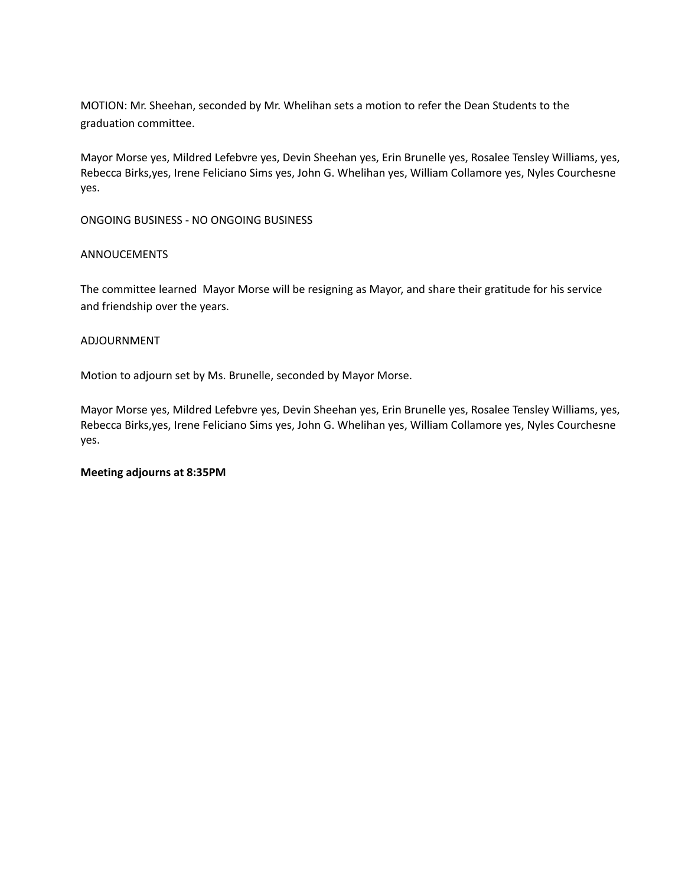MOTION: Mr. Sheehan, seconded by Mr. Whelihan sets a motion to refer the Dean Students to the graduation committee.

Mayor Morse yes, Mildred Lefebvre yes, Devin Sheehan yes, Erin Brunelle yes, Rosalee Tensley Williams, yes, Rebecca Birks,yes, Irene Feliciano Sims yes, John G. Whelihan yes, William Collamore yes, Nyles Courchesne yes.

ONGOING BUSINESS - NO ONGOING BUSINESS

ANNOUCEMENTS

The committee learned  Mayor Morse will be resigning as Mayor, and share their gratitude for his service and friendship over the years.

ADJOURNMENT

Motion to adjourn set by Ms. Brunelle, seconded by Mayor Morse.

Mayor Morse yes, Mildred Lefebvre yes, Devin Sheehan yes, Erin Brunelle yes, Rosalee Tensley Williams, yes, Rebecca Birks,yes, Irene Feliciano Sims yes, John G. Whelihan yes, William Collamore yes, Nyles Courchesne yes.

**Meeting adjourns at 8:35PM**